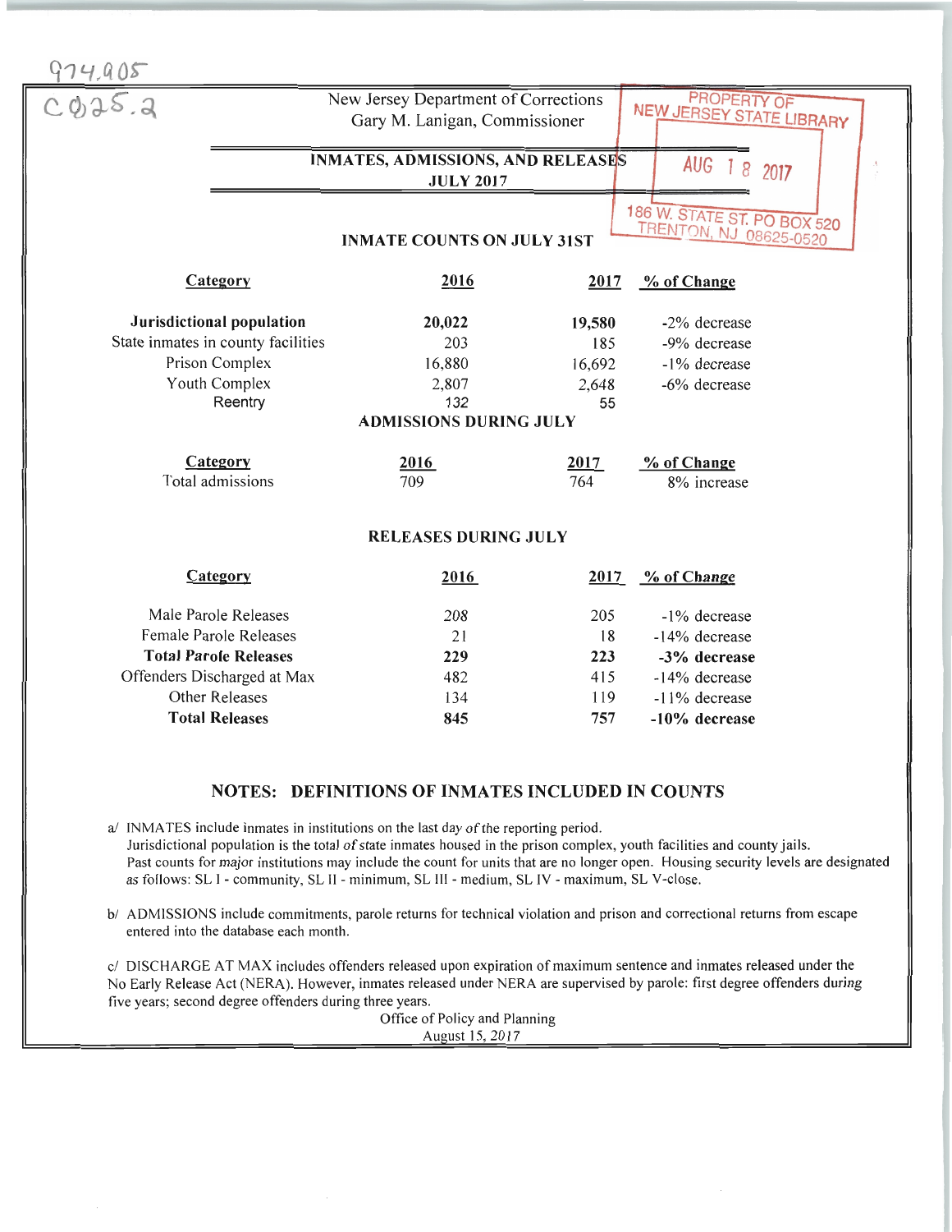974.905
C625.2

New Jersey Department of Corrections
Gary M. Lanigan, Commissioner

PROPERTY OF NEW JERSEY STATE LIBRARY
AUG 18 2017
186 W. STATE ST. PO BOX 520
TRENTON, NJ 08625-0520

# INMATES, ADMISSIONS, AND RELEASES
## JULY 2017

### INMATE COUNTS ON JULY 31ST

| Category | 2016 | 2017 | % of Change |
|---|---|---|---|
| **Jurisdictional population** | **20,022** | **19,580** | -2% decrease |
| State inmates in county facilities | 203 | 185 | -9% decrease |
| Prison Complex | 16,880 | 16,692 | -1% decrease |
| Youth Complex | 2,807 | 2,648 | -6% decrease |
| Reentry | 132 | 55 | |

### ADMISSIONS DURING JULY

| Category | 2016 | 2017 | % of Change |
|---|---|---|---|
| Total admissions | 709 | 764 | 8% increase |

### RELEASES DURING JULY

| Category | 2016 | 2017 | % of Change |
|---|---|---|---|
| Male Parole Releases | 208 | 205 | -1% decrease |
| Female Parole Releases | 21 | 18 | -14% decrease |
| **Total Parole Releases** | **229** | **223** | **-3% decrease** |
| Offenders Discharged at Max | 482 | 415 | -14% decrease |
| Other Releases | 134 | 119 | -11% decrease |
| **Total Releases** | **845** | **757** | **-10% decrease** |

### NOTES: DEFINITIONS OF INMATES INCLUDED IN COUNTS

a/ INMATES include inmates in institutions on the last day of the reporting period.
Jurisdictional population is the total of state inmates housed in the prison complex, youth facilities and county jails.
Past counts for major institutions may include the count for units that are no longer open. Housing security levels are designated as follows: SL I - community, SL II - minimum, SL III - medium, SL IV - maximum, SL V-close.

b/ ADMISSIONS include commitments, parole returns for technical violation and prison and correctional returns from escape entered into the database each month.

c/ DISCHARGE AT MAX includes offenders released upon expiration of maximum sentence and inmates released under the No Early Release Act (NERA). However, inmates released under NERA are supervised by parole: first degree offenders during five years; second degree offenders during three years.

Office of Policy and Planning
August 15, 2017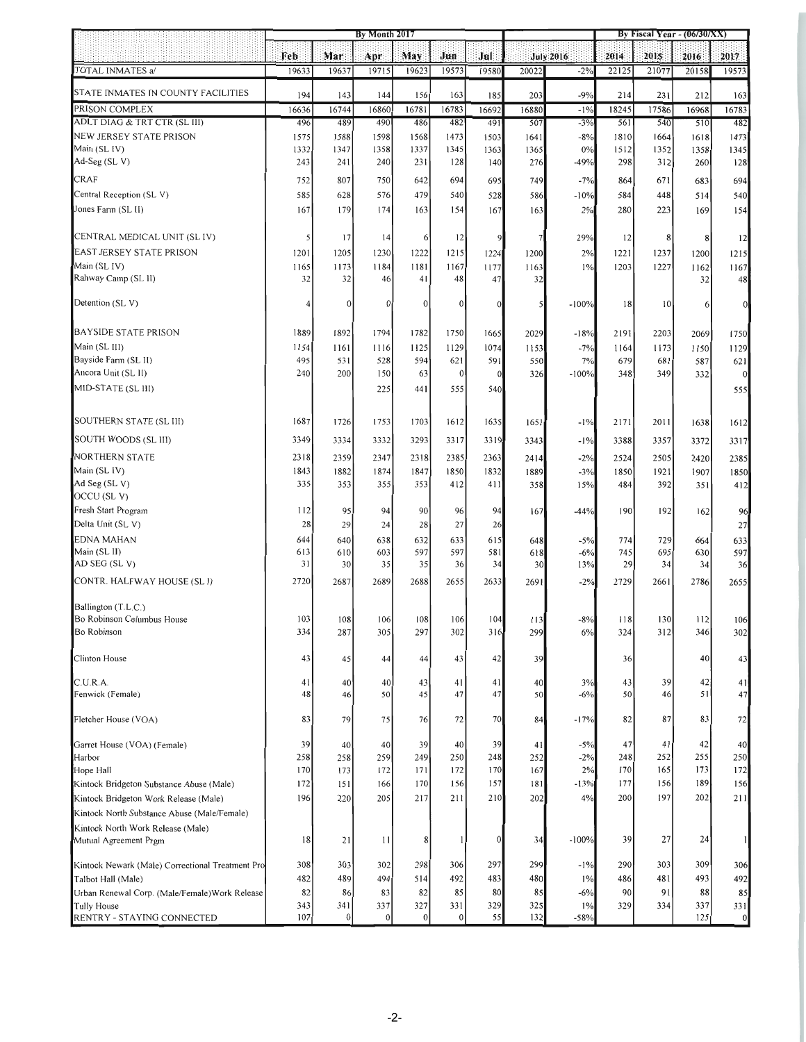| | By Month 2017 | | | | | | | | By Fiscal Year - (06/30/XX) | | | |
|---|---|---|---|---|---|---|---|---|---|---|---|---|
| | Feb | Mar | Apr | May | Jun | Jul | July 2016 | | 2014 | 2015 | 2016 | 2017 |
| TOTAL INMATES a/ | 19633 | 19637 | 19715 | 19623 | 19573 | 19580 | 20022 | -2% | 22125 | 21077 | 20158 | 19573 |
| STATE INMATES IN COUNTY FACILITIES | 194 | 143 | 144 | 156 | 163 | 185 | 203 | -9% | 214 | 231 | 212 | 163 |
| PRISON COMPLEX | 16636 | 16744 | 16860 | 16781 | 16783 | 16692 | 16880 | -1% | 18245 | 17586 | 16968 | 16783 |
| ADLT DIAG & TRT CTR (SL III) | 496 | 489 | 490 | 486 | 482 | 491 | 507 | -3% | 561 | 540 | 510 | 482 |
| NEW JERSEY STATE PRISON | 1575 | 1588 | 1598 | 1568 | 1473 | 1503 | 1641 | -8% | 1810 | 1664 | 1618 | 1473 |
| Main (SL IV) | 1332 | 1347 | 1358 | 1337 | 1345 | 1363 | 1365 | 0% | 1512 | 1352 | 1358 | 1345 |
| Ad-Seg (SL V) | 243 | 241 | 240 | 231 | 128 | 140 | 276 | -49% | 298 | 312 | 260 | 128 |
| CRAF | 752 | 807 | 750 | 642 | 694 | 695 | 749 | -7% | 864 | 671 | 683 | 694 |
| Central Reception (SL V) | 585 | 628 | 576 | 479 | 540 | 528 | 586 | -10% | 584 | 448 | 514 | 540 |
| Jones Farm (SL II) | 167 | 179 | 174 | 163 | 154 | 167 | 163 | 2% | 280 | 223 | 169 | 154 |
| CENTRAL MEDICAL UNIT (SL IV) | 5 | 17 | 14 | 6 | 12 | 9 | 7 | 29% | 12 | 8 | 8 | 12 |
| EAST JERSEY STATE PRISON | 1201 | 1205 | 1230 | 1222 | 1215 | 1224 | 1200 | 2% | 1221 | 1237 | 1200 | 1215 |
| Main (SL IV) | 1165 | 1173 | 1184 | 1181 | 1167 | 1177 | 1163 | 1% | 1203 | 1227 | 1162 | 1167 |
| Rahway Camp (SL II) | 32 | 32 | 46 | 41 | 48 | 47 | 32 | | | | 32 | 48 |
| Detention (SL V) | 4 | 0 | 0 | 0 | 0 | 0 | 5 | -100% | 18 | 10 | 6 | 0 |
| BAYSIDE STATE PRISON | 1889 | 1892 | 1794 | 1782 | 1750 | 1665 | 2029 | -18% | 2191 | 2203 | 2069 | 1750 |
| Main (SL III) | 1154 | 1161 | 1116 | 1125 | 1129 | 1074 | 1153 | -7% | 1164 | 1173 | 1150 | 1129 |
| Bayside Farm (SL II) | 495 | 531 | 528 | 594 | 621 | 591 | 550 | 7% | 679 | 681 | 587 | 621 |
| Ancora Unit (SL II) | 240 | 200 | 150 | 63 | 0 | 0 | 326 | -100% | 348 | 349 | 332 | 0 |
| MID-STATE (SL III) | | | 225 | 441 | 555 | 540 | | | | | | 555 |
| SOUTHERN STATE (SL III) | 1687 | 1726 | 1753 | 1703 | 1612 | 1635 | 1651 | -1% | 2171 | 2011 | 1638 | 1612 |
| SOUTH WOODS (SL III) | 3349 | 3334 | 3332 | 3293 | 3317 | 3319 | 3343 | -1% | 3388 | 3357 | 3372 | 3317 |
| NORTHERN STATE | 2318 | 2359 | 2347 | 2318 | 2385 | 2363 | 2414 | -2% | 2524 | 2505 | 2420 | 2385 |
| Main (SL IV) | 1843 | 1882 | 1874 | 1847 | 1850 | 1832 | 1889 | -3% | 1850 | 1921 | 1907 | 1850 |
| Ad Seg (SL V) | 335 | 353 | 355 | 353 | 412 | 411 | 358 | 15% | 484 | 392 | 351 | 412 |
| OCCU (SL V) | | | | | | | | | | | | |
| Fresh Start Program | 112 | 95 | 94 | 90 | 96 | 94 | 167 | -44% | 190 | 192 | 162 | 96 |
| Delta Unit (SL V) | 28 | 29 | 24 | 28 | 27 | 26 | | | | | | 27 |
| EDNA MAHAN | 644 | 640 | 638 | 632 | 633 | 615 | 648 | -5% | 774 | 729 | 664 | 633 |
| Main (SL II) | 613 | 610 | 603 | 597 | 597 | 581 | 618 | -6% | 745 | 695 | 630 | 597 |
| AD SEG (SL V) | 31 | 30 | 35 | 35 | 36 | 34 | 30 | 13% | 29 | 34 | 34 | 36 |
| CONTR. HALFWAY HOUSE (SL I) | 2720 | 2687 | 2689 | 2688 | 2655 | 2633 | 2691 | -2% | 2729 | 2661 | 2786 | 2655 |
| Ballington (T.L.C.) | | | | | | | | | | | | |
| Bo Robinson Columbus House | 103 | 108 | 106 | 108 | 106 | 104 | 113 | -8% | 118 | 130 | 112 | 106 |
| Bo Robinson | 334 | 287 | 305 | 297 | 302 | 316 | 299 | 6% | 324 | 312 | 346 | 302 |
| Clinton House | 43 | 45 | 44 | 44 | 43 | 42 | 39 | | 36 | | 40 | 43 |
| C.U.R.A. | 41 | 40 | 40 | 43 | 41 | 41 | 40 | 3% | 43 | 39 | 42 | 41 |
| Fenwick (Female) | 48 | 46 | 50 | 45 | 47 | 47 | 50 | -6% | 50 | 46 | 51 | 47 |
| Fletcher House (VOA) | 83 | 79 | 75 | 76 | 72 | 70 | 84 | -17% | 82 | 87 | 83 | 72 |
| Garret House (VOA) (Female) | 39 | 40 | 40 | 39 | 40 | 39 | 41 | -5% | 47 | 41 | 42 | 40 |
| Harbor | 258 | 258 | 259 | 249 | 250 | 248 | 252 | -2% | 248 | 252 | 255 | 250 |
| Hope Hall | 170 | 173 | 172 | 171 | 172 | 170 | 167 | 2% | 170 | 165 | 173 | 172 |
| Kintock Bridgeton Substance Abuse (Male) | 172 | 151 | 166 | 170 | 156 | 157 | 181 | -13% | 177 | 156 | 189 | 156 |
| Kintock Bridgeton Work Release (Male) | 196 | 220 | 205 | 217 | 211 | 210 | 202 | 4% | 200 | 197 | 202 | 211 |
| Kintock North Substance Abuse (Male/Female) | | | | | | | | | | | | |
| Kintock North Work Release (Male) Mutual Agreement Prgm | 18 | 21 | 11 | 8 | 1 | 0 | 34 | -100% | 39 | 27 | 24 | 1 |
| Kintock Newark (Male) Correctional Treatment Pro | 308 | 303 | 302 | 298 | 306 | 297 | 299 | -1% | 290 | 303 | 309 | 306 |
| Talbot Hall (Male) | 482 | 489 | 494 | 514 | 492 | 483 | 480 | 1% | 486 | 481 | 493 | 492 |
| Urban Renewal Corp. (Male/Female)Work Release | 82 | 86 | 83 | 82 | 85 | 80 | 85 | -6% | 90 | 91 | 88 | 85 |
| Tully House | 343 | 341 | 337 | 327 | 331 | 329 | 325 | 1% | 329 | 334 | 337 | 331 |
| RENTRY - STAYING CONNECTED | 107 | 0 | 0 | 0 | 0 | 55 | 132 | -58% | | | 125 | 0 |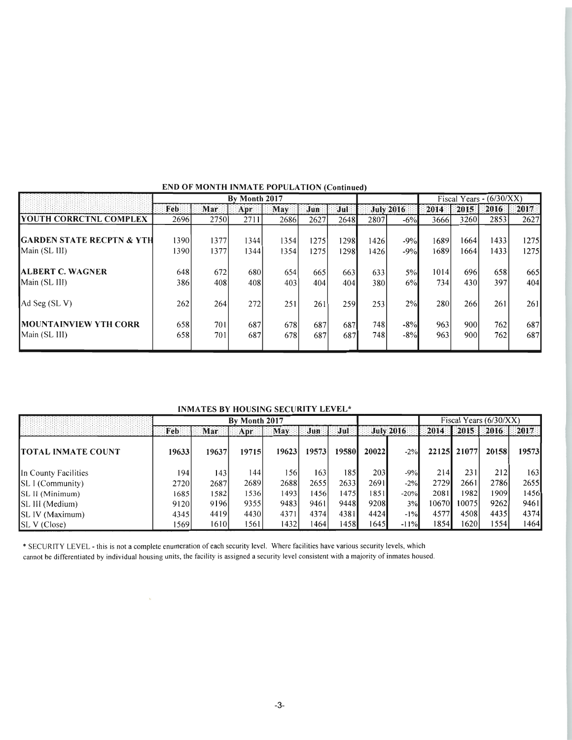## END OF MONTH INMATE POPULATION (Continued)

| | By Month 2017 | | | | | | | | Fiscal Years - (6/30/XX) | | | |
|---|---|---|---|---|---|---|---|---|---|---|---|---|
| | Feb | Mar | Apr | May | Jun | Jul | July 2016 | | 2014 | 2015 | 2016 | 2017 |
| **YOUTH CORRCTNL COMPLEX** | 2696 | 2750 | 2711 | 2686 | 2627 | 2648 | 2807 | -6% | 3666 | 3260 | 2853 | 2627 |
| **GARDEN STATE RECPTN & YTH** | 1390 | 1377 | 1344 | 1354 | 1275 | 1298 | 1426 | -9% | 1689 | 1664 | 1433 | 1275 |
| Main (SL III) | 1390 | 1377 | 1344 | 1354 | 1275 | 1298 | 1426 | -9% | 1689 | 1664 | 1433 | 1275 |
| **ALBERT C. WAGNER** | 648 | 672 | 680 | 654 | 665 | 663 | 633 | 5% | 1014 | 696 | 658 | 665 |
| Main (SL III) | 386 | 408 | 408 | 403 | 404 | 404 | 380 | 6% | 734 | 430 | 397 | 404 |
| Ad Seg (SL V) | 262 | 264 | 272 | 251 | 261 | 259 | 253 | 2% | 280 | 266 | 261 | 261 |
| **MOUNTAINVIEW YTH CORR** | 658 | 701 | 687 | 678 | 687 | 687 | 748 | -8% | 963 | 900 | 762 | 687 |
| Main (SL III) | 658 | 701 | 687 | 678 | 687 | 687 | 748 | -8% | 963 | 900 | 762 | 687 |

## INMATES BY HOUSING SECURITY LEVEL*

| | By Month 2017 | | | | | | | | Fiscal Years (6/30/XX) | | | |
|---|---|---|---|---|---|---|---|---|---|---|---|---|
| | Feb | Mar | Apr | May | Jun | Jul | July 2016 | | 2014 | 2015 | 2016 | 2017 |
| **TOTAL INMATE COUNT** | **19633** | **19637** | **19715** | **19623** | **19573** | **19580** | **20022** | -2% | **22125** | **21077** | **20158** | **19573** |
| In County Facilities | 194 | 143 | 144 | 156 | 163 | 185 | 203 | -9% | 214 | 231 | 212 | 163 |
| SL I (Community) | 2720 | 2687 | 2689 | 2688 | 2655 | 2633 | 2691 | -2% | 2729 | 2661 | 2786 | 2655 |
| SL II (Minimum) | 1685 | 1582 | 1536 | 1493 | 1456 | 1475 | 1851 | -20% | 2081 | 1982 | 1909 | 1456 |
| SL III (Medium) | 9120 | 9196 | 9355 | 9483 | 9461 | 9448 | 9208 | 3% | 10670 | 10075 | 9262 | 9461 |
| SL IV (Maximum) | 4345 | 4419 | 4430 | 4371 | 4374 | 4381 | 4424 | -1% | 4577 | 4508 | 4435 | 4374 |
| SL V (Close) | 1569 | 1610 | 1561 | 1432 | 1464 | 1458 | 1645 | -11% | 1854 | 1620 | 1554 | 1464 |

* SECURITY LEVEL - this is not a complete enumeration of each security level. Where facilities have various security levels, which cannot be differentiated by individual housing units, the facility is assigned a security level consistent with a majority of inmates housed.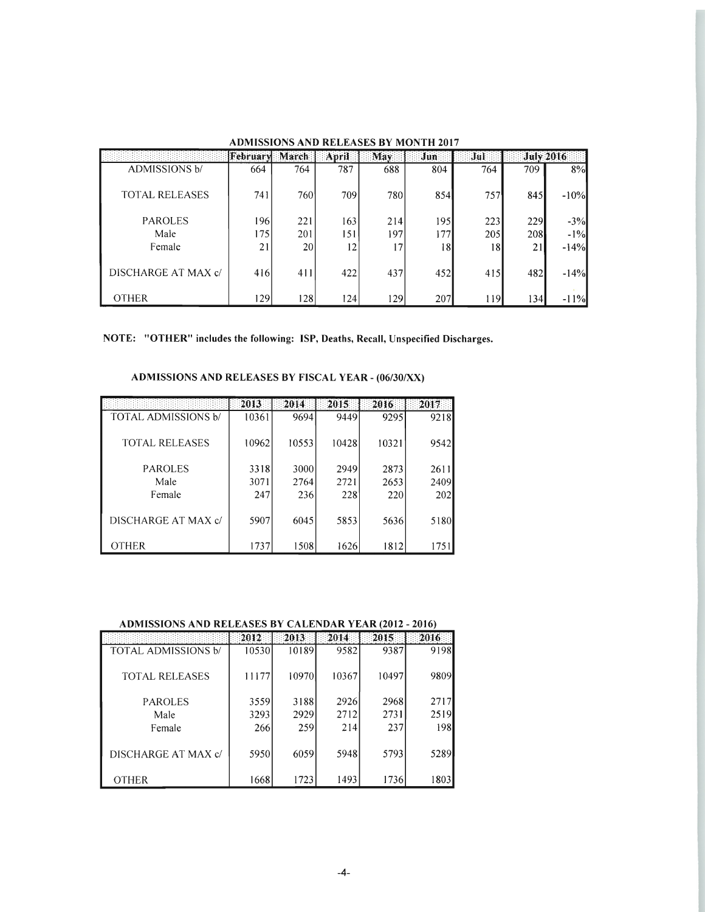## ADMISSIONS AND RELEASES BY MONTH 2017

| | February | March | April | May | Jun | Jul | July 2016 | |
|---|---|---|---|---|---|---|---|---|
| ADMISSIONS b/ | 664 | 764 | 787 | 688 | 804 | 764 | 709 | 8% |
| TOTAL RELEASES | 741 | 760 | 709 | 780 | 854 | 757 | 845 | -10% |
| PAROLES | 196 | 221 | 163 | 214 | 195 | 223 | 229 | -3% |
| Male | 175 | 201 | 151 | 197 | 177 | 205 | 208 | -1% |
| Female | 21 | 20 | 12 | 17 | 18 | 18 | 21 | -14% |
| DISCHARGE AT MAX c/ | 416 | 411 | 422 | 437 | 452 | 415 | 482 | -14% |
| OTHER | 129 | 128 | 124 | 129 | 207 | 119 | 134 | -11% |

**NOTE: "OTHER" includes the following: ISP, Deaths, Recall, Unspecified Discharges.**

## ADMISSIONS AND RELEASES BY FISCAL YEAR - (06/30/XX)

| | 2013 | 2014 | 2015 | 2016 | 2017 |
|---|---|---|---|---|---|
| TOTAL ADMISSIONS b/ | 10361 | 9694 | 9449 | 9295 | 9218 |
| TOTAL RELEASES | 10962 | 10553 | 10428 | 10321 | 9542 |
| PAROLES | 3318 | 3000 | 2949 | 2873 | 2611 |
| Male | 3071 | 2764 | 2721 | 2653 | 2409 |
| Female | 247 | 236 | 228 | 220 | 202 |
| DISCHARGE AT MAX c/ | 5907 | 6045 | 5853 | 5636 | 5180 |
| OTHER | 1737 | 1508 | 1626 | 1812 | 1751 |

## ADMISSIONS AND RELEASES BY CALENDAR YEAR (2012 - 2016)

| | 2012 | 2013 | 2014 | 2015 | 2016 |
|---|---|---|---|---|---|
| TOTAL ADMISSIONS b/ | 10530 | 10189 | 9582 | 9387 | 9198 |
| TOTAL RELEASES | 11177 | 10970 | 10367 | 10497 | 9809 |
| PAROLES | 3559 | 3188 | 2926 | 2968 | 2717 |
| Male | 3293 | 2929 | 2712 | 2731 | 2519 |
| Female | 266 | 259 | 214 | 237 | 198 |
| DISCHARGE AT MAX c/ | 5950 | 6059 | 5948 | 5793 | 5289 |
| OTHER | 1668 | 1723 | 1493 | 1736 | 1803 |